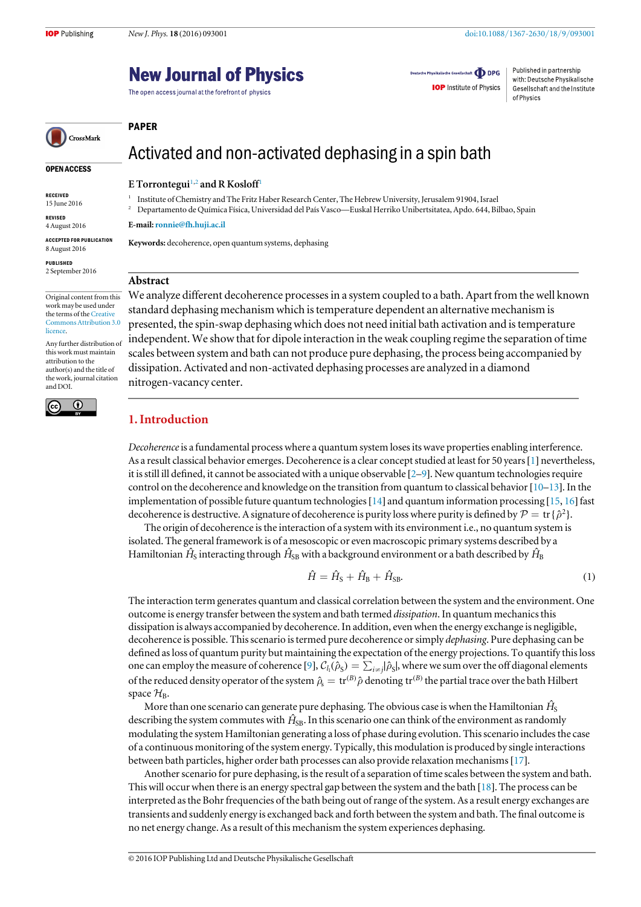PAPER

# Activated and non-activated dephasing in a spin bath

E Torrontegui[1,2] and R Kosloff[1]

[1] Institute of Chemistry and The Fritz Haber Research Center, The Hebrew University, Jerusalem 91904, Israel

[2] Departamento de Química Física, Universidad del País Vasco—Euskal Herriko Unibertsitatea, Apdo. 644, Bilbao, Spain

**E-mail:** ronnie@fh.huji.ac.il

**Keywords:** decoherence, open quantum systems, dephasing

OPEN ACCESS

RECEIVED 15 June 2016

REVISED 4 August 2016

ACCEPTED FOR PUBLICATION 8 August 2016

PUBLISHED 2 September 2016

Original content from this work may be used under the terms of the Creative Commons Attribution 3.0 licence.

Any further distribution of this work must maintain attribution to the author(s) and the title of the work, journal citation and DOI.

## Abstract

We analyze different decoherence processes in a system coupled to a bath. Apart from the well known standard dephasing mechanism which is temperature dependent an alternative mechanism is presented, the spin-swap dephasing which does not need initial bath activation and is temperature independent. We show that for dipole interaction in the weak coupling regime the separation of time scales between system and bath can not produce pure dephasing, the process being accompanied by dissipation. Activated and non-activated dephasing processes are analyzed in a diamond nitrogen-vacancy center.

## 1. Introduction

*Decoherence* is a fundamental process where a quantum system loses its wave properties enabling interference. As a result classical behavior emerges. Decoherence is a clear concept studied at least for 50 years [1] nevertheless, it is still ill defined, it cannot be associated with a unique observable [2–9]. New quantum technologies require control on the decoherence and knowledge on the transition from quantum to classical behavior [10–13]. In the implementation of possible future quantum technologies [14] and quantum information processing [15, 16] fast decoherence is destructive. A signature of decoherence is purity loss where purity is defined by $\mathcal{P} = \mathrm{tr}\{\hat{\rho}^2\}$.

The origin of decoherence is the interaction of a system with its environment i.e., no quantum system is isolated. The general framework is of a mesoscopic or even macroscopic primary systems described by a Hamiltonian $\hat{H}_{\rm S}$ interacting through $\hat{H}_{\rm SB}$ with a background environment or a bath described by $\hat{H}_{\rm B}$

$$\hat{H} = \hat{H}_{\rm S} + \hat{H}_{\rm B} + \hat{H}_{\rm SB}. \tag{1}$$

The interaction term generates quantum and classical correlation between the system and the environment. One outcome is energy transfer between the system and bath termed *dissipation*. In quantum mechanics this dissipation is always accompanied by decoherence. In addition, even when the energy exchange is negligible, decoherence is possible. This scenario is termed pure decoherence or simply *dephasing*. Pure dephasing can be defined as loss of quantum purity but maintaining the expectation of the energy projections. To quantify this loss one can employ the measure of coherence [9], $\mathcal{C}_{l_1}(\hat{\rho}_{\rm S}) = \sum_{i\neq j}|\hat{\rho}_{\rm S}|$, where we sum over the off diagonal elements of the reduced density operator of the system $\hat{\rho}_s = \mathrm{tr}^{(B)}\hat{\rho}$ denoting $\mathrm{tr}^{(B)}$ the partial trace over the bath Hilbert space $\mathcal{H}_{\rm B}$.

More than one scenario can generate pure dephasing. The obvious case is when the Hamiltonian $\hat{H}_{\rm S}$ describing the system commutes with $\hat{H}_{\rm SB}$. In this scenario one can think of the environment as randomly modulating the system Hamiltonian generating a loss of phase during evolution. This scenario includes the case of a continuous monitoring of the system energy. Typically, this modulation is produced by single interactions between bath particles, higher order bath processes can also provide relaxation mechanisms [17].

Another scenario for pure dephasing, is the result of a separation of time scales between the system and bath. This will occur when there is an energy spectral gap between the system and the bath [18]. The process can be interpreted as the Bohr frequencies of the bath being out of range of the system. As a result energy exchanges are transients and suddenly energy is exchanged back and forth between the system and bath. The final outcome is no net energy change. As a result of this mechanism the system experiences dephasing.

© 2016 IOP Publishing Ltd and Deutsche Physikalische Gesellschaft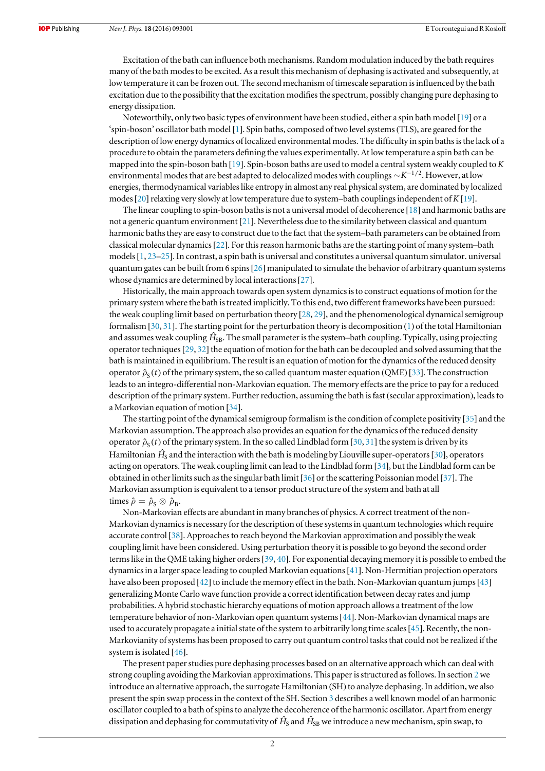Excitation of the bath can influence both mechanisms. Random modulation induced by the bath requires many of the bath modes to be excited. As a result this mechanism of dephasing is activated and subsequently, at low temperature it can be frozen out. The second mechanism of timescale separation is influenced by the bath excitation due to the possibility that the excitation modifies the spectrum, possibly changing pure dephasing to energy dissipation.

Noteworthily, only two basic types of environment have been studied, either a spin bath model [19] or a 'spin-boson' oscillator bath model [1]. Spin baths, composed of two level systems (TLS), are geared for the description of low energy dynamics of localized environmental modes. The difficulty in spin baths is the lack of a procedure to obtain the parameters defining the values experimentally. At low temperature a spin bath can be mapped into the spin-boson bath [19]. Spin-boson baths are used to model a central system weakly coupled to $K$ environmental modes that are best adapted to delocalized modes with couplings $\sim K^{-1/2}$. However, at low energies, thermodynamical variables like entropy in almost any real physical system, are dominated by localized modes [20] relaxing very slowly at low temperature due to system–bath couplings independent of $K$ [19].

The linear coupling to spin-boson baths is not a universal model of decoherence [18] and harmonic baths are not a generic quantum environment [21]. Nevertheless due to the similarity between classical and quantum harmonic baths they are easy to construct due to the fact that the system–bath parameters can be obtained from classical molecular dynamics [22]. For this reason harmonic baths are the starting point of many system–bath models [1, 23–25]. In contrast, a spin bath is universal and constitutes a universal quantum simulator. universal quantum gates can be built from 6 spins [26] manipulated to simulate the behavior of arbitrary quantum systems whose dynamics are determined by local interactions [27].

Historically, the main approach towards open system dynamics is to construct equations of motion for the primary system where the bath is treated implicitly. To this end, two different frameworks have been pursued: the weak coupling limit based on perturbation theory [28, 29], and the phenomenological dynamical semigroup formalism [30, 31]. The starting point for the perturbation theory is decomposition (1) of the total Hamiltonian and assumes weak coupling $\hat{H}_{\rm SB}$. The small parameter is the system–bath coupling. Typically, using projecting operator techniques [29, 32] the equation of motion for the bath can be decoupled and solved assuming that the bath is maintained in equilibrium. The result is an equation of motion for the dynamics of the reduced density operator $\hat{\rho}_{\rm S}(t)$ of the primary system, the so called quantum master equation (QME) [33]. The construction leads to an integro-differential non-Markovian equation. The memory effects are the price to pay for a reduced description of the primary system. Further reduction, assuming the bath is fast (secular approximation), leads to a Markovian equation of motion [34].

The starting point of the dynamical semigroup formalism is the condition of complete positivity [35] and the Markovian assumption. The approach also provides an equation for the dynamics of the reduced density operator $\hat{\rho}_{\rm S}(t)$ of the primary system. In the so called Lindblad form [30, 31] the system is driven by its Hamiltonian $\hat{H}_{\rm S}$ and the interaction with the bath is modeling by Liouville super-operators [30], operators acting on operators. The weak coupling limit can lead to the Lindblad form [34], but the Lindblad form can be obtained in other limits such as the singular bath limit [36] or the scattering Poissonian model [37]. The Markovian assumption is equivalent to a tensor product structure of the system and bath at all times $\hat{\rho} = \hat{\rho}_{\rm S} \otimes \hat{\rho}_{\rm B}$.

Non-Markovian effects are abundant in many branches of physics. A correct treatment of the non-Markovian dynamics is necessary for the description of these systems in quantum technologies which require accurate control [38]. Approaches to reach beyond the Markovian approximation and possibly the weak coupling limit have been considered. Using perturbation theory it is possible to go beyond the second order terms like in the QME taking higher orders [39, 40]. For exponential decaying memory it is possible to embed the dynamics in a larger space leading to coupled Markovian equations [41]. Non-Hermitian projection operators have also been proposed [42] to include the memory effect in the bath. Non-Markovian quantum jumps [43] generalizing Monte Carlo wave function provide a correct identification between decay rates and jump probabilities. A hybrid stochastic hierarchy equations of motion approach allows a treatment of the low temperature behavior of non-Markovian open quantum systems [44]. Non-Markovian dynamical maps are used to accurately propagate a initial state of the system to arbitrarily long time scales [45]. Recently, the non-Markovianity of systems has been proposed to carry out quantum control tasks that could not be realized if the system is isolated [46].

The present paper studies pure dephasing processes based on an alternative approach which can deal with strong coupling avoiding the Markovian approximations. This paper is structured as follows. In section 2 we introduce an alternative approach, the surrogate Hamiltonian (SH) to analyze dephasing. In addition, we also present the spin swap process in the context of the SH. Section 3 describes a well known model of an harmonic oscillator coupled to a bath of spins to analyze the decoherence of the harmonic oscillator. Apart from energy dissipation and dephasing for commutativity of $\hat{H}_{\rm S}$ and $\hat{H}_{\rm SB}$ we introduce a new mechanism, spin swap, to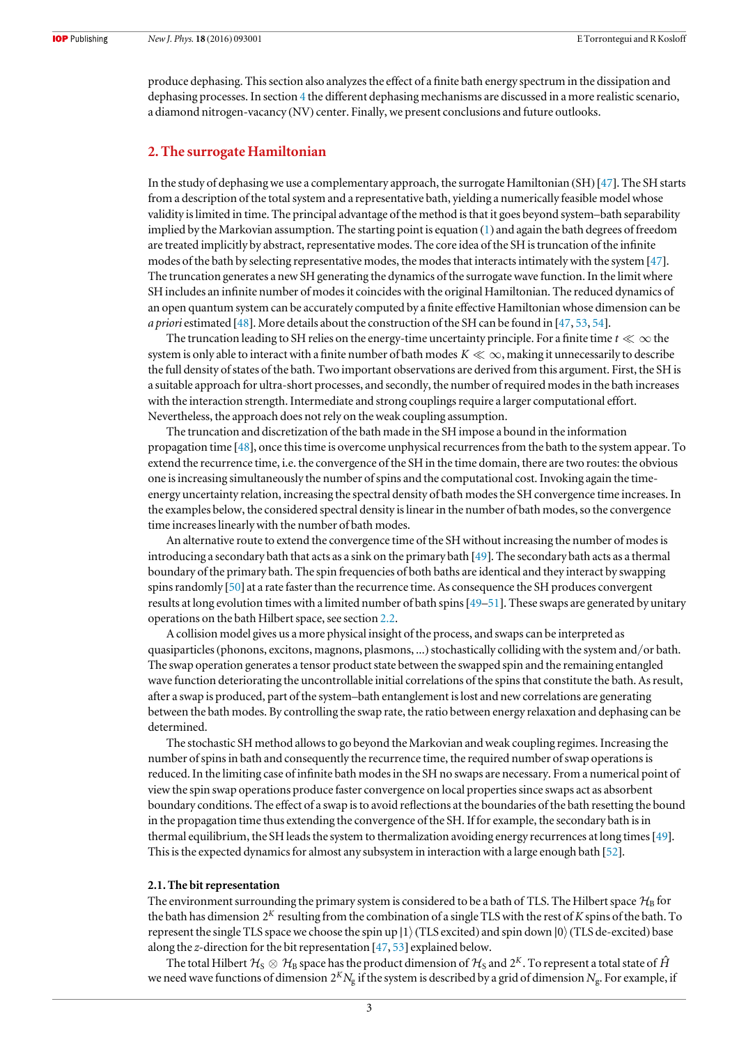produce dephasing. This section also analyzes the effect of a finite bath energy spectrum in the dissipation and dephasing processes. In section 4 the different dephasing mechanisms are discussed in a more realistic scenario, a diamond nitrogen-vacancy (NV) center. Finally, we present conclusions and future outlooks.

## 2. The surrogate Hamiltonian

In the study of dephasing we use a complementary approach, the surrogate Hamiltonian (SH) [47]. The SH starts from a description of the total system and a representative bath, yielding a numerically feasible model whose validity is limited in time. The principal advantage of the method is that it goes beyond system–bath separability implied by the Markovian assumption. The starting point is equation (1) and again the bath degrees of freedom are treated implicitly by abstract, representative modes. The core idea of the SH is truncation of the infinite modes of the bath by selecting representative modes, the modes that interacts intimately with the system [47]. The truncation generates a new SH generating the dynamics of the surrogate wave function. In the limit where SH includes an infinite number of modes it coincides with the original Hamiltonian. The reduced dynamics of an open quantum system can be accurately computed by a finite effective Hamiltonian whose dimension can be *a priori* estimated [48]. More details about the construction of the SH can be found in [47, 53, 54].

The truncation leading to SH relies on the energy-time uncertainty principle. For a finite time $t \ll \infty$ the system is only able to interact with a finite number of bath modes $K \ll \infty$, making it unnecessarily to describe the full density of states of the bath. Two important observations are derived from this argument. First, the SH is a suitable approach for ultra-short processes, and secondly, the number of required modes in the bath increases with the interaction strength. Intermediate and strong couplings require a larger computational effort. Nevertheless, the approach does not rely on the weak coupling assumption.

The truncation and discretization of the bath made in the SH impose a bound in the information propagation time [48], once this time is overcome unphysical recurrences from the bath to the system appear. To extend the recurrence time, i.e. the convergence of the SH in the time domain, there are two routes: the obvious one is increasing simultaneously the number of spins and the computational cost. Invoking again the time-energy uncertainty relation, increasing the spectral density of bath modes the SH convergence time increases. In the examples below, the considered spectral density is linear in the number of bath modes, so the convergence time increases linearly with the number of bath modes.

An alternative route to extend the convergence time of the SH without increasing the number of modes is introducing a secondary bath that acts as a sink on the primary bath [49]. The secondary bath acts as a thermal boundary of the primary bath. The spin frequencies of both baths are identical and they interact by swapping spins randomly [50] at a rate faster than the recurrence time. As consequence the SH produces convergent results at long evolution times with a limited number of bath spins [49–51]. These swaps are generated by unitary operations on the bath Hilbert space, see section 2.2.

A collision model gives us a more physical insight of the process, and swaps can be interpreted as quasiparticles (phonons, excitons, magnons, plasmons, ...) stochastically colliding with the system and/or bath. The swap operation generates a tensor product state between the swapped spin and the remaining entangled wave function deteriorating the uncontrollable initial correlations of the spins that constitute the bath. As result, after a swap is produced, part of the system–bath entanglement is lost and new correlations are generating between the bath modes. By controlling the swap rate, the ratio between energy relaxation and dephasing can be determined.

The stochastic SH method allows to go beyond the Markovian and weak coupling regimes. Increasing the number of spins in bath and consequently the recurrence time, the required number of swap operations is reduced. In the limiting case of infinite bath modes in the SH no swaps are necessary. From a numerical point of view the spin swap operations produce faster convergence on local properties since swaps act as absorbent boundary conditions. The effect of a swap is to avoid reflections at the boundaries of the bath resetting the bound in the propagation time thus extending the convergence of the SH. If for example, the secondary bath is in thermal equilibrium, the SH leads the system to thermalization avoiding energy recurrences at long times [49]. This is the expected dynamics for almost any subsystem in interaction with a large enough bath [52].

### 2.1. The bit representation

The environment surrounding the primary system is considered to be a bath of TLS. The Hilbert space $\mathcal{H}_B$ for the bath has dimension $2^K$ resulting from the combination of a single TLS with the rest of $K$ spins of the bath. To represent the single TLS space we choose the spin up $|1\rangle$ (TLS excited) and spin down $|0\rangle$ (TLS de-excited) base along the $z$-direction for the bit representation [47, 53] explained below.

The total Hilbert $\mathcal{H}_S \otimes \mathcal{H}_B$ space has the product dimension of $\mathcal{H}_S$ and $2^K$. To represent a total state of $\hat{H}$ we need wave functions of dimension $2^K N_g$ if the system is described by a grid of dimension $N_g$. For example, if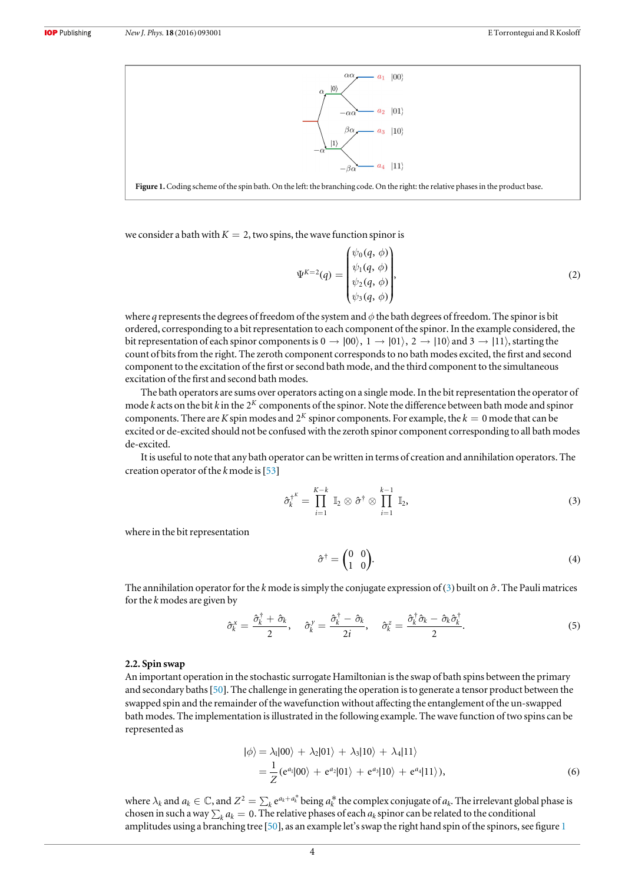Figure 1. Coding scheme of the spin bath. On the left: the branching code. On the right: the relative phases in the product base.

we consider a bath with $K = 2$, two spins, the wave function spinor is

$$\Psi^{K=2}(q) = \begin{pmatrix} \psi_0(q, \phi) \\ \psi_1(q, \phi) \\ \psi_2(q, \phi) \\ \psi_3(q, \phi) \end{pmatrix}, \tag{2}$$

where $q$ represents the degrees of freedom of the system and $\phi$ the bath degrees of freedom. The spinor is bit ordered, corresponding to a bit representation to each component of the spinor. In the example considered, the bit representation of each spinor components is $0 \to |00\rangle$, $1 \to |01\rangle$, $2 \to |10\rangle$ and $3 \to |11\rangle$, starting the count of bits from the right. The zeroth component corresponds to no bath modes excited, the first and second component to the excitation of the first or second bath mode, and the third component to the simultaneous excitation of the first and second bath modes.

The bath operators are sums over operators acting on a single mode. In the bit representation the operator of mode $k$ acts on the bit $k$ in the $2^K$ components of the spinor. Note the difference between bath mode and spinor components. There are $K$ spin modes and $2^K$ spinor components. For example, the $k = 0$ mode that can be excited or de-excited should not be confused with the zeroth spinor component corresponding to all bath modes de-excited.

It is useful to note that any bath operator can be written in terms of creation and annihilation operators. The creation operator of the $k$ mode is [53]

$$\hat{\sigma}_k^{\dagger^K} = \prod_{i=1}^{K-k} \mathbb{I}_2 \otimes \hat{\sigma}^\dagger \otimes \prod_{i=1}^{k-1} \mathbb{I}_2, \tag{3}$$

where in the bit representation

$$\hat{\sigma}^\dagger = \begin{pmatrix} 0 & 0 \\ 1 & 0 \end{pmatrix}. \tag{4}$$

The annihilation operator for the $k$ mode is simply the conjugate expression of (3) built on $\hat{\sigma}$. The Pauli matrices for the $k$ modes are given by

$$\hat{\sigma}_k^x = \frac{\hat{\sigma}_k^\dagger + \hat{\sigma}_k}{2}, \quad \hat{\sigma}_k^y = \frac{\hat{\sigma}_k^\dagger - \hat{\sigma}_k}{2i}, \quad \hat{\sigma}_k^z = \frac{\hat{\sigma}_k^\dagger \hat{\sigma}_k - \hat{\sigma}_k \hat{\sigma}_k^\dagger}{2}. \tag{5}$$

### 2.2. Spin swap

An important operation in the stochastic surrogate Hamiltonian is the swap of bath spins between the primary and secondary baths [50]. The challenge in generating the operation is to generate a tensor product between the swapped spin and the remainder of the wavefunction without affecting the entanglement of the un-swapped bath modes. The implementation is illustrated in the following example. The wave function of two spins can be represented as

$$\begin{aligned} |\phi\rangle &= \lambda_1|00\rangle + \lambda_2|01\rangle + \lambda_3|10\rangle + \lambda_4|11\rangle \\ &= \frac{1}{Z}(\mathrm{e}^{a_1}|00\rangle + \mathrm{e}^{a_2}|01\rangle + \mathrm{e}^{a_3}|10\rangle + \mathrm{e}^{a_4}|11\rangle), \end{aligned} \tag{6}$$

where $\lambda_k$ and $a_k \in \mathbb{C}$, and $Z^2 = \sum_k \mathrm{e}^{a_k + a_k^*}$ being $a_k^*$ the complex conjugate of $a_k$. The irrelevant global phase is chosen in such a way $\sum_k a_k = 0$. The relative phases of each $a_k$ spinor can be related to the conditional amplitudes using a branching tree [50], as an example let's swap the right hand spin of the spinors, see figure 1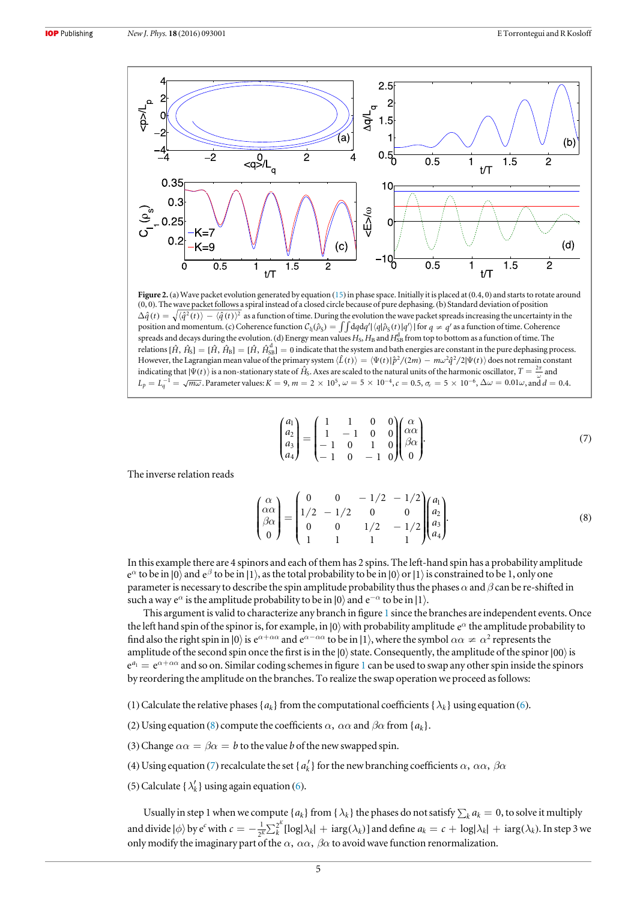**Figure 2.** (a) Wave packet evolution generated by equation (15) in phase space. Initially it is placed at (0.4, 0) and starts to rotate around (0, 0). The wave packet follows a spiral instead of a closed circle because of pure dephasing. (b) Standard deviation of position $\Delta\hat{q}(t) = \sqrt{\langle \hat{q}^2(t)\rangle - \langle \hat{q}(t)\rangle^2}$ as a function of time. During the evolution the wave packet spreads increasing the uncertainty in the position and momentum. (c) Coherence function $\mathcal{C}_{l_1}(\hat{\rho}_S) = \iint \mathrm{d}q\mathrm{d}q' |\langle q|\hat{\rho}_S(t)|q'\rangle|$ for $q \neq q'$ as a function of time. Coherence spreads and decays during the evolution. (d) Energy mean values $H_S$, $H_B$ and $H_{SB}^d$ from top to bottom as a function of time. The relations $[\hat{H}, \hat{H}_S] = [\hat{H}, \hat{H}_B] = [\hat{H}, \hat{H}_{SB}^d] = 0$ indicate that the system and bath energies are constant in the pure dephasing process. However, the Lagrangian mean value of the primary system $\langle \hat{L}(t)\rangle = \langle \Psi(t)|\hat{p}^2/(2m) - m\omega^2\hat{q}^2/2|\Psi(t)\rangle$ does not remain constant indicating that $|\Psi(t)\rangle$ is a non-stationary state of $\hat{H}_S$. Axes are scaled to the natural units of the harmonic oscillator, $T = \frac{2\pi}{\omega}$ and $L_p = L_q^{-1} = \sqrt{m\omega}$. Parameter values: $K = 9$, $m = 2 \times 10^5$, $\omega = 5 \times 10^{-4}$, $c = 0.5$, $\sigma_c = 5 \times 10^{-6}$, $\Delta\omega = 0.01\omega$, and $d = 0.4$.

$$\begin{pmatrix} a_1 \\ a_2 \\ a_3 \\ a_4 \end{pmatrix} = \begin{pmatrix} 1 & 1 & 0 & 0 \\ 1 & -1 & 0 & 0 \\ -1 & 0 & 1 & 0 \\ -1 & 0 & -1 & 0 \end{pmatrix} \begin{pmatrix} \alpha \\ \alpha\alpha \\ \beta\alpha \\ 0 \end{pmatrix}. \tag{7}$$

The inverse relation reads

$$\begin{pmatrix} \alpha \\ \alpha\alpha \\ \beta\alpha \\ 0 \end{pmatrix} = \begin{pmatrix} 0 & 0 & -1/2 & -1/2 \\ 1/2 & -1/2 & 0 & 0 \\ 0 & 0 & 1/2 & -1/2 \\ 1 & 1 & 1 & 1 \end{pmatrix} \begin{pmatrix} a_1 \\ a_2 \\ a_3 \\ a_4 \end{pmatrix}. \tag{8}$$

In this example there are 4 spinors and each of them has 2 spins. The left-hand spin has a probability amplitude $e^{\alpha}$ to be in $|0\rangle$ and $e^{\beta}$ to be in $|1\rangle$, as the total probability to be in $|0\rangle$ or $|1\rangle$ is constrained to be 1, only one parameter is necessary to describe the spin amplitude probability thus the phases $\alpha$ and $\beta$ can be re-shifted in such a way $e^{\alpha}$ is the amplitude probability to be in $|0\rangle$ and $e^{-\alpha}$ to be in $|1\rangle$.

This argument is valid to characterize any branch in figure 1 since the branches are independent events. Once the left hand spin of the spinor is, for example, in $|0\rangle$ with probability amplitude $e^{\alpha}$ the amplitude probability to find also the right spin in $|0\rangle$ is $e^{\alpha+\alpha\alpha}$ and $e^{\alpha-\alpha\alpha}$ to be in $|1\rangle$, where the symbol $\alpha\alpha \neq \alpha^2$ represents the amplitude of the second spin once the first is in the $|0\rangle$ state. Consequently, the amplitude of the spinor $|00\rangle$ is $e^{a_1} = e^{\alpha+\alpha\alpha}$ and so on. Similar coding schemes in figure 1 can be used to swap any other spin inside the spinors by reordering the amplitude on the branches. To realize the swap operation we proceed as follows:

(1) Calculate the relative phases $\{a_k\}$ from the computational coefficients $\{\lambda_k\}$ using equation (6).

(2) Using equation (8) compute the coefficients $\alpha$, $\alpha\alpha$ and $\beta\alpha$ from $\{a_k\}$.

(3) Change $\alpha\alpha = \beta\alpha = b$ to the value $b$ of the new swapped spin.

(4) Using equation (7) recalculate the set $\{a_k'\}$ for the new branching coefficients $\alpha$, $\alpha\alpha$, $\beta\alpha$

(5) Calculate $\{\lambda_k'\}$ using again equation (6).

Usually in step 1 when we compute $\{a_k\}$ from $\{\lambda_k\}$ the phases do not satisfy $\sum_k a_k = 0$, to solve it multiply and divide $|\phi\rangle$ by $e^c$ with $c = -\frac{1}{2^K}\sum_k^{2^K}[\log|\lambda_k| + i\arg(\lambda_k)]$ and define $a_k = c + \log|\lambda_k| + i\arg(\lambda_k)$. In step 3 we only modify the imaginary part of the $\alpha$, $\alpha\alpha$, $\beta\alpha$ to avoid wave function renormalization.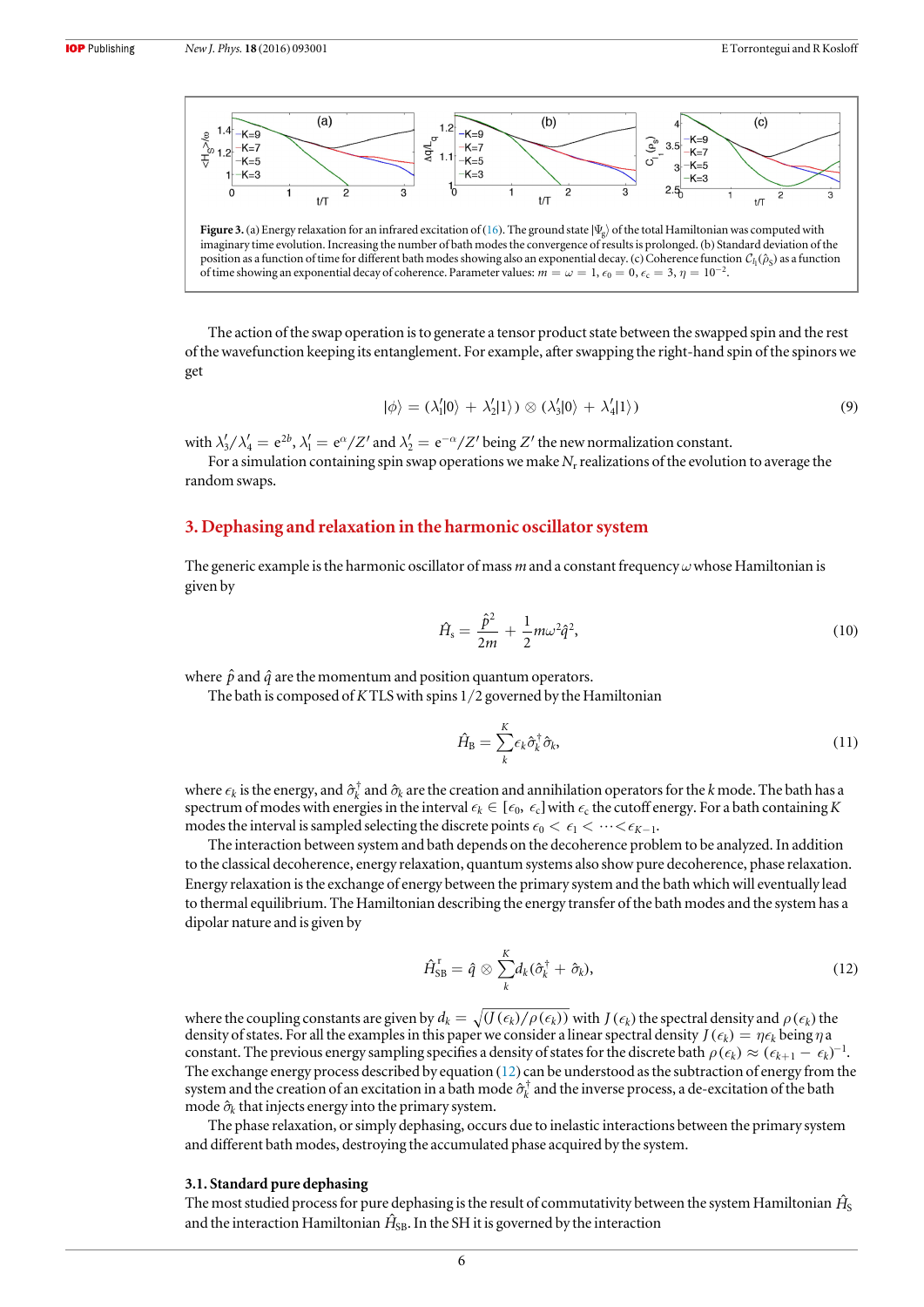**Figure 3.** (a) Energy relaxation for an infrared excitation of (16). The ground state $|\Psi_g\rangle$ of the total Hamiltonian was computed with imaginary time evolution. Increasing the number of bath modes the convergence of results is prolonged. (b) Standard deviation of the position as a function of time for different bath modes showing also an exponential decay. (c) Coherence function $\mathcal{C}_{l_1}(\hat{\rho}_S)$ as a function of time showing an exponential decay of coherence. Parameter values: $m = \omega = 1$, $\epsilon_0 = 0$, $\epsilon_c = 3$, $\eta = 10^{-2}$.

The action of the swap operation is to generate a tensor product state between the swapped spin and the rest of the wavefunction keeping its entanglement. For example, after swapping the right-hand spin of the spinors we get

$$|\phi\rangle = (\lambda_1'|0\rangle + \lambda_2'|1\rangle) \otimes (\lambda_3'|0\rangle + \lambda_4'|1\rangle) \tag{9}$$

with $\lambda_3'/\lambda_4' = \mathrm{e}^{2b}$, $\lambda_1' = \mathrm{e}^{\alpha}/Z'$ and $\lambda_2' = \mathrm{e}^{-\alpha}/Z'$ being $Z'$ the new normalization constant.

For a simulation containing spin swap operations we make $N_r$ realizations of the evolution to average the random swaps.

## 3. Dephasing and relaxation in the harmonic oscillator system

The generic example is the harmonic oscillator of mass $m$ and a constant frequency $\omega$ whose Hamiltonian is given by

$$\hat{H}_s = \frac{\hat{p}^2}{2m} + \frac{1}{2}m\omega^2\hat{q}^2, \tag{10}$$

where $\hat{p}$ and $\hat{q}$ are the momentum and position quantum operators.

The bath is composed of $K$ TLS with spins 1/2 governed by the Hamiltonian

$$\hat{H}_B = \sum_k^K \epsilon_k \hat{\sigma}_k^\dagger \hat{\sigma}_k, \tag{11}$$

where $\epsilon_k$ is the energy, and $\hat{\sigma}_k^\dagger$ and $\hat{\sigma}_k$ are the creation and annihilation operators for the $k$ mode. The bath has a spectrum of modes with energies in the interval $\epsilon_k \in [\epsilon_0, \epsilon_c]$ with $\epsilon_c$ the cutoff energy. For a bath containing $K$ modes the interval is sampled selecting the discrete points $\epsilon_0 < \epsilon_1 < \cdots < \epsilon_{K-1}$.

The interaction between system and bath depends on the decoherence problem to be analyzed. In addition to the classical decoherence, energy relaxation, quantum systems also show pure decoherence, phase relaxation. Energy relaxation is the exchange of energy between the primary system and the bath which will eventually lead to thermal equilibrium. The Hamiltonian describing the energy transfer of the bath modes and the system has a dipolar nature and is given by

$$\hat{H}_{SB}^r = \hat{q} \otimes \sum_k^K d_k(\hat{\sigma}_k^\dagger + \hat{\sigma}_k), \tag{12}$$

where the coupling constants are given by $d_k = \sqrt{(J(\epsilon_k)/\rho(\epsilon_k))}$ with $J(\epsilon_k)$ the spectral density and $\rho(\epsilon_k)$ the density of states. For all the examples in this paper we consider a linear spectral density $J(\epsilon_k) = \eta\epsilon_k$ being $\eta$ a constant. The previous energy sampling specifies a density of states for the discrete bath $\rho(\epsilon_k) \approx (\epsilon_{k+1} - \epsilon_k)^{-1}$. The exchange energy process described by equation (12) can be understood as the subtraction of energy from the system and the creation of an excitation in a bath mode $\hat{\sigma}_k^\dagger$ and the inverse process, a de-excitation of the bath mode $\hat{\sigma}_k$ that injects energy into the primary system.

The phase relaxation, or simply dephasing, occurs due to inelastic interactions between the primary system and different bath modes, destroying the accumulated phase acquired by the system.

### 3.1. Standard pure dephasing

The most studied process for pure dephasing is the result of commutativity between the system Hamiltonian $\hat{H}_S$ and the interaction Hamiltonian $\hat{H}_{SB}$. In the SH it is governed by the interaction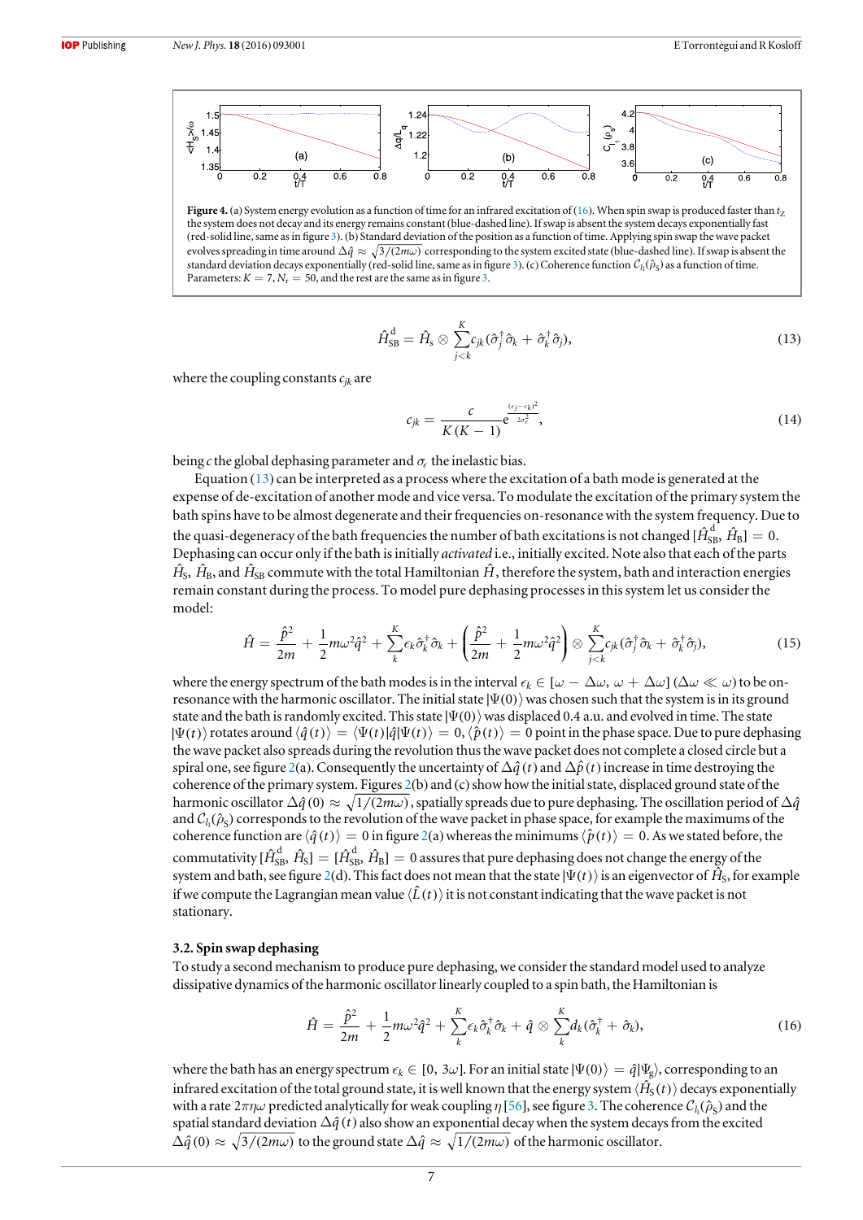**Figure 4.** (a) System energy evolution as a function of time for an infrared excitation of (16). When spin swap is produced faster than $t_Z$ the system does not decay and its energy remains constant (blue-dashed line). If swap is absent the system decays exponentially fast (red-solid line, same as in figure 3). (b) Standard deviation of the position as a function of time. Applying spin swap the wave packet evolves spreading in time around $\Delta\hat{q} \approx \sqrt{3/(2m\omega)}$ corresponding to the system excited state (blue-dashed line). If swap is absent the standard deviation decays exponentially (red-solid line, same as in figure 3). (c) Coherence function $\mathcal{C}_{l_1}(\hat{\rho}_S)$ as a function of time. Parameters: $K = 7, N_r = 50$, and the rest are the same as in figure 3.

$$\hat{H}_{\text{SB}}^{\text{d}} = \hat{H}_{\text{s}} \otimes \sum_{j<k}^{K} c_{jk}(\hat{\sigma}_j^{\dagger}\hat{\sigma}_k + \hat{\sigma}_k^{\dagger}\hat{\sigma}_j), \tag{13}$$

where the coupling constants $c_{jk}$ are

$$c_{jk} = \frac{c}{K(K-1)} e^{\frac{(\epsilon_j - \epsilon_k)^2}{2\sigma_\epsilon^2}}, \tag{14}$$

being $c$ the global dephasing parameter and $\sigma_\epsilon$ the inelastic bias.

Equation (13) can be interpreted as a process where the excitation of a bath mode is generated at the expense of de-excitation of another mode and vice versa. To modulate the excitation of the primary system the bath spins have to be almost degenerate and their frequencies on-resonance with the system frequency. Due to the quasi-degeneracy of the bath frequencies the number of bath excitations is not changed $[\hat{H}_{\text{SB}}^{\text{d}}, \hat{H}_{\text{B}}] = 0$. Dephasing can occur only if the bath is initially *activated* i.e., initially excited. Note also that each of the parts $\hat{H}_{\text{S}}$, $\hat{H}_{\text{B}}$, and $\hat{H}_{\text{SB}}$ commute with the total Hamiltonian $\hat{H}$, therefore the system, bath and interaction energies remain constant during the process. To model pure dephasing processes in this system let us consider the model:

$$\hat{H} = \frac{\hat{p}^2}{2m} + \frac{1}{2}m\omega^2\hat{q}^2 + \sum_{k}^{K}\epsilon_k\hat{\sigma}_k^{\dagger}\hat{\sigma}_k + \left(\frac{\hat{p}^2}{2m} + \frac{1}{2}m\omega^2\hat{q}^2\right) \otimes \sum_{j<k}^{K} c_{jk}(\hat{\sigma}_j^{\dagger}\hat{\sigma}_k + \hat{\sigma}_k^{\dagger}\hat{\sigma}_j), \tag{15}$$

where the energy spectrum of the bath modes is in the interval $\epsilon_k \in [\omega - \Delta\omega, \omega + \Delta\omega]$ ($\Delta\omega \ll \omega$) to be on-resonance with the harmonic oscillator. The initial state $|\Psi(0)\rangle$ was chosen such that the system is in its ground state and the bath is randomly excited. This state $|\Psi(0)\rangle$ was displaced 0.4 a.u. and evolved in time. The state $|\Psi(t)\rangle$ rotates around $\langle\hat{q}(t)\rangle = \langle\Psi(t)|\hat{q}|\Psi(t)\rangle = 0, \langle\hat{p}(t)\rangle = 0$ point in the phase space. Due to pure dephasing the wave packet also spreads during the revolution thus the wave packet does not complete a closed circle but a spiral one, see figure 2(a). Consequently the uncertainty of $\Delta\hat{q}(t)$ and $\Delta\hat{p}(t)$ increase in time destroying the coherence of the primary system. Figures 2(b) and (c) show how the initial state, displaced ground state of the harmonic oscillator $\Delta\hat{q}(0) \approx \sqrt{1/(2m\omega)}$, spatially spreads due to pure dephasing. The oscillation period of $\Delta\hat{q}$ and $\mathcal{C}_{l_1}(\hat{\rho}_S)$ corresponds to the revolution of the wave packet in phase space, for example the maximums of the coherence function are $\langle\hat{q}(t)\rangle = 0$ in figure 2(a) whereas the minimums $\langle\hat{p}(t)\rangle = 0$. As we stated before, the commutativity $[\hat{H}_{\text{SB}}^{\text{d}}, \hat{H}_{\text{S}}] = [\hat{H}_{\text{SB}}^{\text{d}}, \hat{H}_{\text{B}}] = 0$ assures that pure dephasing does not change the energy of the system and bath, see figure 2(d). This fact does not mean that the state $|\Psi(t)\rangle$ is an eigenvector of $\hat{H}_{\text{S}}$, for example if we compute the Lagrangian mean value $\langle\hat{L}(t)\rangle$ it is not constant indicating that the wave packet is not stationary.

### 3.2. Spin swap dephasing

To study a second mechanism to produce pure dephasing, we consider the standard model used to analyze dissipative dynamics of the harmonic oscillator linearly coupled to a spin bath, the Hamiltonian is

$$\hat{H} = \frac{\hat{p}^2}{2m} + \frac{1}{2}m\omega^2\hat{q}^2 + \sum_{k}^{K}\epsilon_k\hat{\sigma}_k^{\dagger}\hat{\sigma}_k + \hat{q} \otimes \sum_{k}^{K} d_k(\hat{\sigma}_k^{\dagger} + \hat{\sigma}_k), \tag{16}$$

where the bath has an energy spectrum $\epsilon_k \in [0, 3\omega]$. For an initial state $|\Psi(0)\rangle = \hat{q}|\Psi_g\rangle$, corresponding to an infrared excitation of the total ground state, it is well known that the energy system $\langle\hat{H}_{\text{S}}(t)\rangle$ decays exponentially with a rate $2\pi\eta\omega$ predicted analytically for weak coupling $\eta$ [56], see figure 3. The coherence $\mathcal{C}_{l_1}(\hat{\rho}_S)$ and the spatial standard deviation $\Delta\hat{q}(t)$ also show an exponential decay when the system decays from the excited $\Delta\hat{q}(0) \approx \sqrt{3/(2m\omega)}$ to the ground state $\Delta\hat{q} \approx \sqrt{1/(2m\omega)}$ of the harmonic oscillator.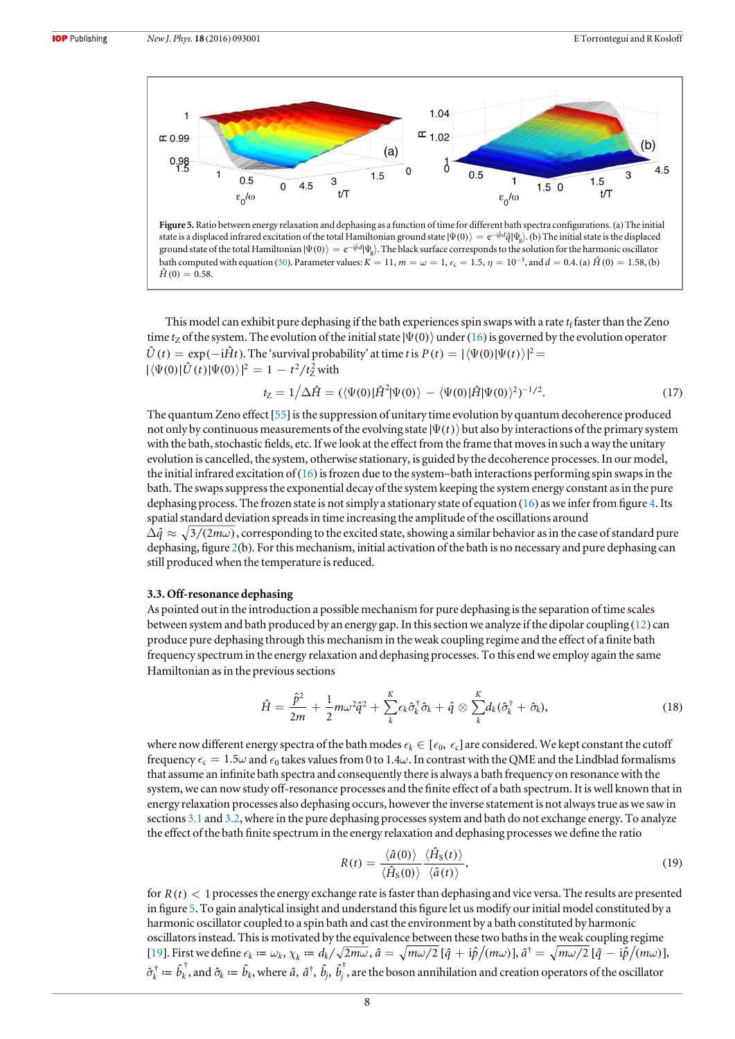Figure 5. Ratio between energy relaxation and dephasing as a function of time for different bath spectra configurations. (a) The initial state is a displaced infrared excitation of the total Hamiltonian ground state $|\Psi(0)\rangle = e^{-i\hat{p}d}\hat{q}|\Psi_g\rangle$. (b) The initial state is the displaced ground state of the total Hamiltonian $|\Psi(0)\rangle = e^{-i\hat{p}d}|\Psi_g\rangle$. The black surface corresponds to the solution for the harmonic oscillator bath computed with equation (30). Parameter values: $K = 11$, $m = \omega = 1$, $\epsilon_c = 1.5$, $\eta = 10^{-3}$, and $d = 0.4$. (a) $\hat{H}(0) = 1.58$, (b) $\hat{H}(0) = 0.58$.

This model can exhibit pure dephasing if the bath experiences spin swaps with a rate $t_f$ faster than the Zeno time $t_Z$ of the system. The evolution of the initial state $|\Psi(0)\rangle$ under (16) is governed by the evolution operator $\hat{U}(t) = \exp(-i\hat{H}t)$. The 'survival probability' at time $t$ is $P(t) = |\langle\Psi(0)|\Psi(t)\rangle|^2 = |\langle\Psi(0)|\hat{U}(t)|\Psi(0)\rangle|^2 = 1 - t^2/t_Z^2$ with

$$t_Z = 1/\Delta\hat{H} = (\langle\Psi(0)|\hat{H}^2|\Psi(0)\rangle - \langle\Psi(0)|\hat{H}|\Psi(0)\rangle^2)^{-1/2}. \tag{17}$$

The quantum Zeno effect [55] is the suppression of unitary time evolution by quantum decoherence produced not only by continuous measurements of the evolving state $|\Psi(t)\rangle$ but also by interactions of the primary system with the bath, stochastic fields, etc. If we look at the effect from the frame that moves in such a way the unitary evolution is cancelled, the system, otherwise stationary, is guided by the decoherence processes. In our model, the initial infrared excitation of (16) is frozen due to the system–bath interactions performing spin swaps in the bath. The swaps suppress the exponential decay of the system keeping the system energy constant as in the pure dephasing process. The frozen state is not simply a stationary state of equation (16) as we infer from figure 4. Its spatial standard deviation spreads in time increasing the amplitude of the oscillations around $\Delta\hat{q} \approx \sqrt{3/(2m\omega)}$, corresponding to the excited state, showing a similar behavior as in the case of standard pure dephasing, figure 2(b). For this mechanism, initial activation of the bath is no necessary and pure dephasing can still produced when the temperature is reduced.

### 3.3. Off-resonance dephasing

As pointed out in the introduction a possible mechanism for pure dephasing is the separation of time scales between system and bath produced by an energy gap. In this section we analyze if the dipolar coupling (12) can produce pure dephasing through this mechanism in the weak coupling regime and the effect of a finite bath frequency spectrum in the energy relaxation and dephasing processes. To this end we employ again the same Hamiltonian as in the previous sections

$$\hat{H} = \frac{\hat{p}^2}{2m} + \frac{1}{2}m\omega^2\hat{q}^2 + \sum_k^K \epsilon_k\hat{\sigma}_k^\dagger\hat{\sigma}_k + \hat{q}\otimes\sum_k^K d_k(\hat{\sigma}_k^\dagger + \hat{\sigma}_k), \tag{18}$$

where now different energy spectra of the bath modes $\epsilon_k \in [\epsilon_0, \epsilon_c]$ are considered. We kept constant the cutoff frequency $\epsilon_c = 1.5\omega$ and $\epsilon_0$ takes values from 0 to $1.4\omega$. In contrast with the QME and the Lindblad formalisms that assume an infinite bath spectra and consequently there is always a bath frequency on resonance with the system, we can now study off-resonance processes and the finite effect of a bath spectrum. It is well known that in energy relaxation processes also dephasing occurs, however the inverse statement is not always true as we saw in sections 3.1 and 3.2, where in the pure dephasing processes system and bath do not exchange energy. To analyze the effect of the bath finite spectrum in the energy relaxation and dephasing processes we define the ratio

$$R(t) = \frac{\langle\hat{a}(0)\rangle}{\langle\hat{H}_S(0)\rangle}\frac{\langle\hat{H}_S(t)\rangle}{\langle\hat{a}(t)\rangle}, \tag{19}$$

for $R(t) < 1$ processes the energy exchange rate is faster than dephasing and vice versa. The results are presented in figure 5. To gain analytical insight and understand this figure let us modify our initial model constituted by a harmonic oscillator coupled to a spin bath and cast the environment by a bath constituted by harmonic oscillators instead. This is motivated by the equivalence between these two baths in the weak coupling regime [19]. First we define $\epsilon_k := \omega_k$, $\chi_k := d_k/\sqrt{2m\omega}$, $\hat{a} = \sqrt{m\omega/2}\,[\hat{q} + i\hat{p}/(m\omega)]$, $\hat{a}^\dagger = \sqrt{m\omega/2}\,[\hat{q} - i\hat{p}/(m\omega)]$, $\hat{\sigma}_k^\dagger := \hat{b}_k^\dagger$, and $\hat{\sigma}_k := \hat{b}_k$, where $\hat{a}$, $\hat{a}^\dagger$, $\hat{b}_j$, $\hat{b}_j^\dagger$, are the boson annihilation and creation operators of the oscillator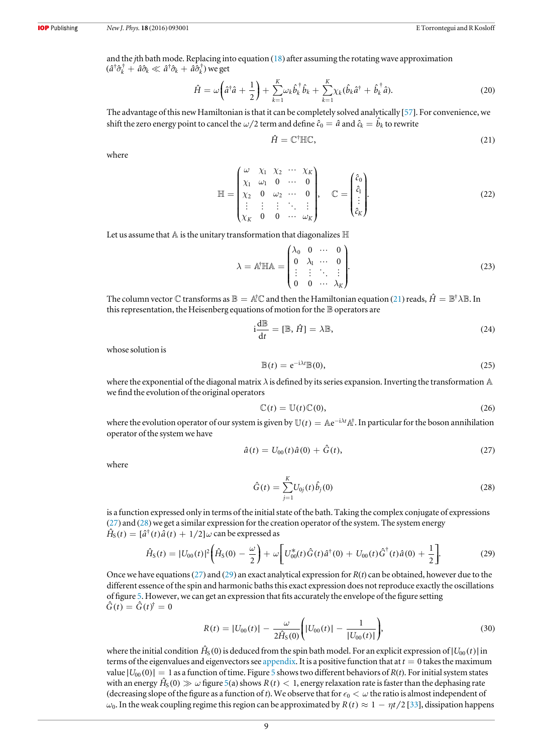and the $j$th bath mode. Replacing into equation (18) after assuming the rotating wave approximation $(\hat{a}^\dagger\hat{\sigma}_k^\dagger + \hat{a}\hat{\sigma}_k \ll \hat{a}^\dagger\hat{\sigma}_k + \hat{a}\hat{\sigma}_k^\dagger)$ we get

$$\hat{H} = \omega\left(\hat{a}^\dagger\hat{a} + \frac{1}{2}\right) + \sum_{k=1}^{K}\omega_k\hat{b}_k^\dagger\hat{b}_k + \sum_{k=1}^{K}\chi_k(\hat{b}_k\hat{a}^\dagger + \hat{b}_k^\dagger\hat{a}). \tag{20}$$

The advantage of this new Hamiltonian is that it can be completely solved analytically [57]. For convenience, we shift the zero energy point to cancel the $\omega/2$ term and define $\hat{c}_0 = \hat{a}$ and $\hat{c}_k = \hat{b}_k$ to rewrite

$$\hat{H} = \mathbb{C}^\dagger\mathbb{H}\mathbb{C}, \tag{21}$$

where

$$\mathbb{H} = \begin{pmatrix} \omega & \chi_1 & \chi_2 & \cdots & \chi_K \\ \chi_1 & \omega_1 & 0 & \cdots & 0 \\ \chi_2 & 0 & \omega_2 & \cdots & 0 \\ \vdots & \vdots & \vdots & \ddots & \vdots \\ \chi_K & 0 & 0 & \cdots & \omega_K \end{pmatrix}, \quad \mathbb{C} = \begin{pmatrix} \hat{c}_0 \\ \hat{c}_1 \\ \vdots \\ \hat{c}_K \end{pmatrix}. \tag{22}$$

Let us assume that $\mathbb{A}$ is the unitary transformation that diagonalizes $\mathbb{H}$

$$\lambda = \mathbb{A}^\dagger\mathbb{H}\mathbb{A} = \begin{pmatrix} \lambda_0 & 0 & \cdots & 0 \\ 0 & \lambda_1 & \cdots & 0 \\ \vdots & \vdots & \ddots & \vdots \\ 0 & 0 & \cdots & \lambda_K \end{pmatrix}. \tag{23}$$

The column vector $\mathbb{C}$ transforms as $\mathbb{B} = \mathbb{A}^\dagger\mathbb{C}$ and then the Hamiltonian equation (21) reads, $\hat{H} = \mathbb{B}^\dagger\lambda\mathbb{B}$. In this representation, the Heisenberg equations of motion for the $\mathbb{B}$ operators are

$$\mathrm{i}\frac{\mathrm{d}\mathbb{B}}{\mathrm{d}t} = [\mathbb{B}, \hat{H}] = \lambda\mathbb{B}, \tag{24}$$

whose solution is

$$\mathbb{B}(t) = \mathrm{e}^{-\mathrm{i}\lambda t}\mathbb{B}(0), \tag{25}$$

where the exponential of the diagonal matrix $\lambda$ is defined by its series expansion. Inverting the transformation $\mathbb{A}$ we find the evolution of the original operators

$$\mathbb{C}(t) = \mathbb{U}(t)\mathbb{C}(0), \tag{26}$$

where the evolution operator of our system is given by $\mathbb{U}(t) = \mathbb{A}\mathrm{e}^{-\mathrm{i}\lambda t}\mathbb{A}^\dagger$. In particular for the boson annihilation operator of the system we have

$$\hat{a}(t) = U_{00}(t)\hat{a}(0) + \hat{G}(t), \tag{27}$$

where

$$\hat{G}(t) = \sum_{j=1}^{K}U_{0j}(t)\hat{b}_j(0) \tag{28}$$

is a function expressed only in terms of the initial state of the bath. Taking the complex conjugate of expressions (27) and (28) we get a similar expression for the creation operator of the system. The system energy $\hat{H}_\mathrm{S}(t) = [\hat{a}^\dagger(t)\hat{a}(t) + 1/2]\omega$ can be expressed as

$$\hat{H}_\mathrm{S}(t) = |U_{00}(t)|^2\left(\hat{H}_\mathrm{S}(0) - \frac{\omega}{2}\right) + \omega\left[U_{00}^*(t)\hat{G}(t)\hat{a}^\dagger(0) + U_{00}(t)\hat{G}^\dagger(t)\hat{a}(0) + \frac{1}{2}\right]. \tag{29}$$

Once we have equations (27) and (29) an exact analytical expression for $R(t)$ can be obtained, however due to the different essence of the spin and harmonic baths this exact expression does not reproduce exactly the oscillations of figure 5. However, we can get an expression that fits accurately the envelope of the figure setting $\hat{G}(t) = \hat{G}(t)^\dagger = 0$

$$R(t) = |U_{00}(t)| - \frac{\omega}{2\hat{H}_\mathrm{S}(0)}\left(|U_{00}(t)| - \frac{1}{|U_{00}(t)|}\right), \tag{30}$$

where the initial condition $\hat{H}_\mathrm{S}(0)$ is deduced from the spin bath model. For an explicit expression of $|U_{00}(t)|$ in terms of the eigenvalues and eigenvectors see appendix. It is a positive function that at $t = 0$ takes the maximum value $|U_{00}(0)| = 1$ as a function of time. Figure 5 shows two different behaviors of $R(t)$. For initial system states with an energy $\hat{H}_\mathrm{S}(0) \gg \omega$ figure 5(a) shows $R(t) < 1$, energy relaxation rate is faster than the dephasing rate (decreasing slope of the figure as a function of $t$). We observe that for $\epsilon_0 < \omega$ the ratio is almost independent of $\omega_0$. In the weak coupling regime this region can be approximated by $R(t) \approx 1 - \eta t/2$ [33], dissipation happens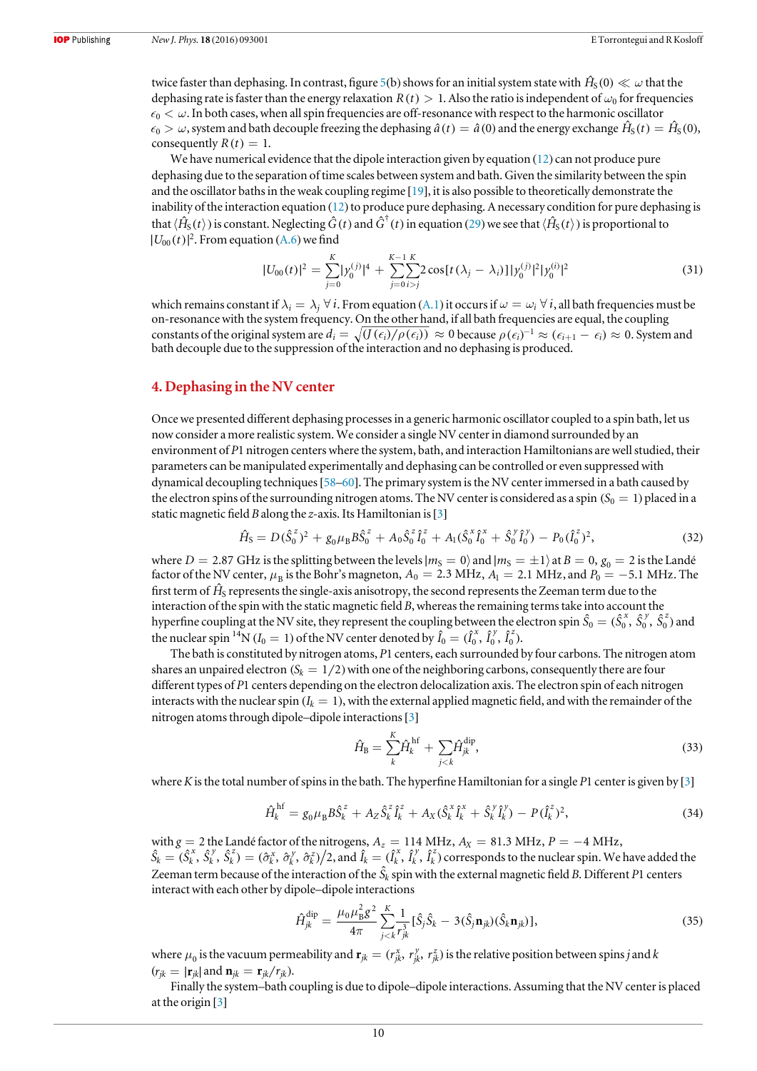twice faster than dephasing. In contrast, figure 5(b) shows for an initial system state with $\hat{H}_S(0) \ll \omega$ that the dephasing rate is faster than the energy relaxation $R(t) > 1$. Also the ratio is independent of $\omega_0$ for frequencies $\epsilon_0 < \omega$. In both cases, when all spin frequencies are off-resonance with respect to the harmonic oscillator $\epsilon_0 > \omega$, system and bath decouple freezing the dephasing $\hat{a}(t) = \hat{a}(0)$ and the energy exchange $\hat{H}_S(t) = \hat{H}_S(0)$, consequently $R(t) = 1$.

We have numerical evidence that the dipole interaction given by equation (12) can not produce pure dephasing due to the separation of time scales between system and bath. Given the similarity between the spin and the oscillator baths in the weak coupling regime [19], it is also possible to theoretically demonstrate the inability of the interaction equation (12) to produce pure dephasing. A necessary condition for pure dephasing is that $\langle \hat{H}_S(t) \rangle$ is constant. Neglecting $\hat{G}(t)$ and $\hat{G}^\dagger(t)$ in equation (29) we see that $\langle \hat{H}_S(t) \rangle$ is proportional to $|U_{00}(t)|^2$. From equation (A.6) we find

$$|U_{00}(t)|^2 = \sum_{j=0}^{K} |y_0^{(j)}|^4 + \sum_{j=0}^{K-1} \sum_{i>j}^{K} 2\cos[t(\lambda_j - \lambda_i)] |y_0^{(j)}|^2 |y_0^{(i)}|^2 \tag{31}$$

which remains constant if $\lambda_i = \lambda_j \; \forall i$. From equation (A.1) it occurs if $\omega = \omega_i \; \forall i$, all bath frequencies must be on-resonance with the system frequency. On the other hand, if all bath frequencies are equal, the coupling constants of the original system are $d_i = \sqrt{(J(\epsilon_i)/\rho(\epsilon_i))} \approx 0$ because $\rho(\epsilon_i)^{-1} \approx (\epsilon_{i+1} - \epsilon_i) \approx 0$. System and bath decouple due to the suppression of the interaction and no dephasing is produced.

## 4. Dephasing in the NV center

Once we presented different dephasing processes in a generic harmonic oscillator coupled to a spin bath, let us now consider a more realistic system. We consider a single NV center in diamond surrounded by an environment of $P1$ nitrogen centers where the system, bath, and interaction Hamiltonians are well studied, their parameters can be manipulated experimentally and dephasing can be controlled or even suppressed with dynamical decoupling techniques [58–60]. The primary system is the NV center immersed in a bath caused by the electron spins of the surrounding nitrogen atoms. The NV center is considered as a spin ($S_0 = 1$) placed in a static magnetic field $B$ along the $z$-axis. Its Hamiltonian is [3]

$$\hat{H}_S = D(\hat{S}_0^z)^2 + g_0 \mu_B B \hat{S}_0^z + A_0 \hat{S}_0^z \hat{I}_0^z + A_1(\hat{S}_0^x \hat{I}_0^x + \hat{S}_0^y \hat{I}_0^y) - P_0(\hat{I}_0^z)^2, \tag{32}$$

where $D = 2.87$ GHz is the splitting between the levels $|m_S = 0\rangle$ and $|m_S = \pm 1\rangle$ at $B = 0$, $g_0 = 2$ is the Landé factor of the NV center, $\mu_B$ is the Bohr's magneton, $A_0 = 2.3$ MHz, $A_1 = 2.1$ MHz, and $P_0 = -5.1$ MHz. The first term of $\hat{H}_S$ represents the single-axis anisotropy, the second represents the Zeeman term due to the interaction of the spin with the static magnetic field $B$, whereas the remaining terms take into account the hyperfine coupling at the NV site, they represent the coupling between the electron spin $\hat{S}_0 = (\hat{S}_0^x, \hat{S}_0^y, \hat{S}_0^z)$ and the nuclear spin $^{14}$N ($I_0 = 1$) of the NV center denoted by $\hat{I}_0 = (\hat{I}_0^x, \hat{I}_0^y, \hat{I}_0^z)$.

The bath is constituted by nitrogen atoms, $P1$ centers, each surrounded by four carbons. The nitrogen atom shares an unpaired electron ($S_k = 1/2$) with one of the neighboring carbons, consequently there are four different types of $P1$ centers depending on the electron delocalization axis. The electron spin of each nitrogen interacts with the nuclear spin ($I_k = 1$), with the external applied magnetic field, and with the remainder of the nitrogen atoms through dipole–dipole interactions [3]

$$\hat{H}_B = \sum_{k}^{K} \hat{H}_k^{\mathrm{hf}} + \sum_{j<k} \hat{H}_{jk}^{\mathrm{dip}}, \tag{33}$$

where $K$ is the total number of spins in the bath. The hyperfine Hamiltonian for a single $P1$ center is given by [3]

$$\hat{H}_k^{\mathrm{hf}} = g_0 \mu_B B \hat{S}_k^z + A_Z \hat{S}_k^z \hat{I}_k^z + A_X(\hat{S}_k^x \hat{I}_k^x + \hat{S}_k^y \hat{I}_k^y) - P(\hat{I}_k^z)^2, \tag{34}$$

with $g = 2$ the Landé factor of the nitrogens, $A_z = 114$ MHz, $A_X = 81.3$ MHz, $P = -4$ MHz, $\hat{S}_k = (\hat{S}_k^x, \hat{S}_k^y, \hat{S}_k^z) = (\hat{\sigma}_k^x, \hat{\sigma}_k^y, \hat{\sigma}_k^z)/2$, and $\hat{I}_k = (\hat{I}_k^x, \hat{I}_k^y, \hat{I}_k^z)$ corresponds to the nuclear spin. We have added the Zeeman term because of the interaction of the $\hat{S}_k$ spin with the external magnetic field $B$. Different $P1$ centers interact with each other by dipole–dipole interactions

$$\hat{H}_{jk}^{\mathrm{dip}} = \frac{\mu_0 \mu_B^2 g^2}{4\pi} \sum_{j<k}^{K} \frac{1}{r_{jk}^3} [\hat{S}_j \hat{S}_k - 3(\hat{S}_j \mathbf{n}_{jk})(\hat{S}_k \mathbf{n}_{jk})], \tag{35}$$

where $\mu_0$ is the vacuum permeability and $\mathbf{r}_{jk} = (r_{jk}^x, r_{jk}^y, r_{jk}^z)$ is the relative position between spins $j$ and $k$ ($r_{jk} = |\mathbf{r}_{jk}|$ and $\mathbf{n}_{jk} = \mathbf{r}_{jk}/r_{jk}$).

Finally the system–bath coupling is due to dipole–dipole interactions. Assuming that the NV center is placed at the origin [3]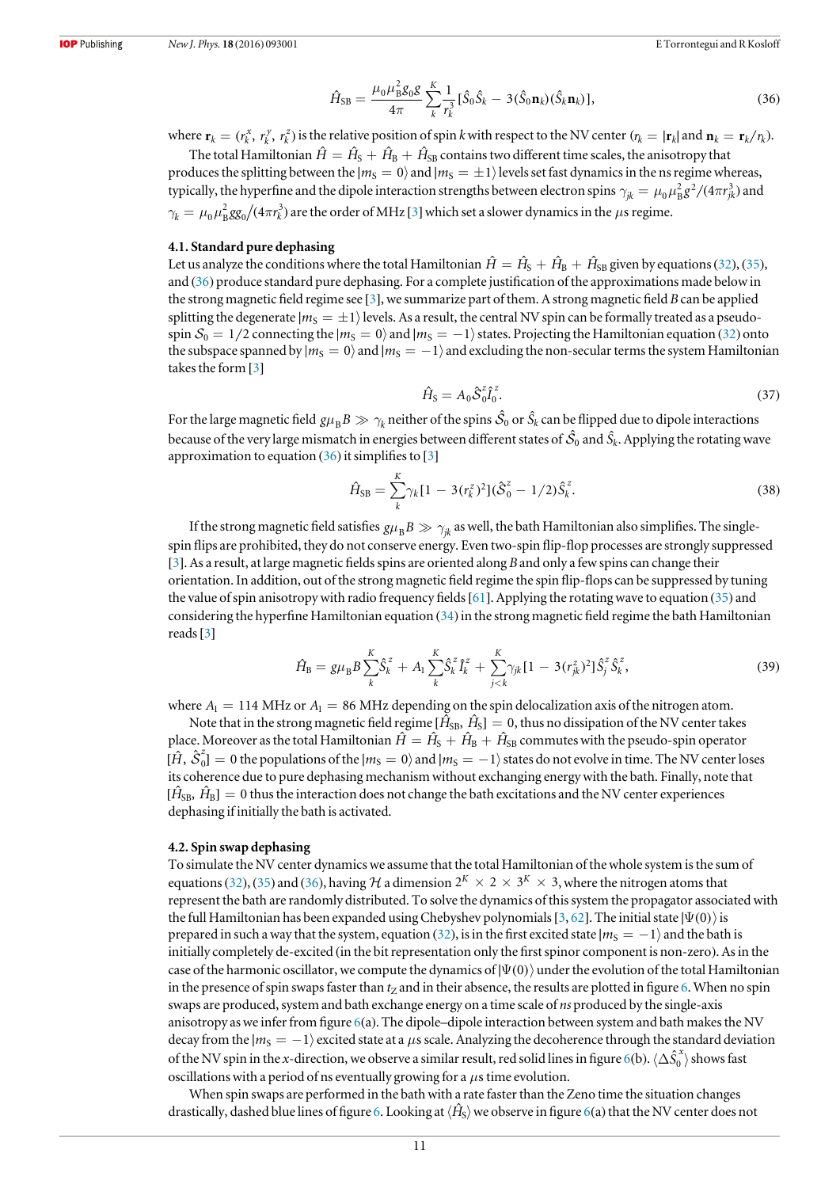$$\hat{H}_{\rm SB} = \frac{\mu_0 \mu_{\rm B}^2 g_0 g}{4\pi} \sum_k^K \frac{1}{r_k^3} [\hat{\mathcal{S}}_0 \hat{\mathcal{S}}_k - 3(\hat{\mathcal{S}}_0 \mathbf{n}_k)(\hat{\mathcal{S}}_k \mathbf{n}_k)], \tag{36}$$

where $\mathbf{r}_k = (r_k^x, r_k^y, r_k^z)$ is the relative position of spin $k$ with respect to the NV center ($r_k = |\mathbf{r}_k|$ and $\mathbf{n}_k = \mathbf{r}_k / r_k$).

The total Hamiltonian $\hat{H} = \hat{H}_{\rm S} + \hat{H}_{\rm B} + \hat{H}_{\rm SB}$ contains two different time scales, the anisotropy that produces the splitting between the $|m_{\rm S} = 0\rangle$ and $|m_{\rm S} = \pm 1\rangle$ levels set fast dynamics in the ns regime whereas, typically, the hyperfine and the dipole interaction strengths between electron spins $\gamma_{jk} = \mu_0 \mu_{\rm B}^2 g^2 / (4\pi r_{jk}^3)$ and $\gamma_k = \mu_0 \mu_{\rm B}^2 g g_0 / (4\pi r_k^3)$ are the order of MHz [3] which set a slower dynamics in the $\mu$s regime.

### 4.1. Standard pure dephasing

Let us analyze the conditions where the total Hamiltonian $\hat{H} = \hat{H}_{\rm S} + \hat{H}_{\rm B} + \hat{H}_{\rm SB}$ given by equations (32), (35), and (36) produce standard pure dephasing. For a complete justification of the approximations made below in the strong magnetic field regime see [3], we summarize part of them. A strong magnetic field $B$ can be applied splitting the degenerate $|m_{\rm S} = \pm 1\rangle$ levels. As a result, the central NV spin can be formally treated as a pseudo-spin $\mathcal{S}_0 = 1/2$ connecting the $|m_{\rm S} = 0\rangle$ and $|m_{\rm S} = -1\rangle$ states. Projecting the Hamiltonian equation (32) onto the subspace spanned by $|m_{\rm S} = 0\rangle$ and $|m_{\rm S} = -1\rangle$ and excluding the non-secular terms the system Hamiltonian takes the form [3]

$$\hat{H}_{\rm S} = A_0 \hat{\mathcal{S}}_0^z \hat{I}_0^z. \tag{37}$$

For the large magnetic field $g\mu_{\rm B} B \gg \gamma_k$ neither of the spins $\hat{\mathcal{S}}_0$ or $\hat{\mathcal{S}}_k$ can be flipped due to dipole interactions because of the very large mismatch in energies between different states of $\hat{\mathcal{S}}_0$ and $\hat{\mathcal{S}}_k$. Applying the rotating wave approximation to equation (36) it simplifies to [3]

$$\hat{H}_{\rm SB} = \sum_k^K \gamma_k [1 - 3(r_k^z)^2] (\hat{\mathcal{S}}_0^z - 1/2) \hat{\mathcal{S}}_k^z. \tag{38}$$

If the strong magnetic field satisfies $g\mu_{\rm B} B \gg \gamma_{jk}$ as well, the bath Hamiltonian also simplifies. The single-spin flips are prohibited, they do not conserve energy. Even two-spin flip-flop processes are strongly suppressed [3]. As a result, at large magnetic fields spins are oriented along $B$ and only a few spins can change their orientation. In addition, out of the strong magnetic field regime the spin flip-flops can be suppressed by tuning the value of spin anisotropy with radio frequency fields [61]. Applying the rotating wave to equation (35) and considering the hyperfine Hamiltonian equation (34) in the strong magnetic field regime the bath Hamiltonian reads [3]

$$\hat{H}_{\rm B} = g\mu_{\rm B} B \sum_k^K \hat{\mathcal{S}}_k^z + A_1 \sum_k^K \hat{\mathcal{S}}_k^z \hat{I}_k^z + \sum_{j<k}^K \gamma_{jk} [1 - 3(r_{jk}^z)^2] \hat{\mathcal{S}}_j^z \hat{\mathcal{S}}_k^z, \tag{39}$$

where $A_1 = 114$ MHz or $A_1 = 86$ MHz depending on the spin delocalization axis of the nitrogen atom.

Note that in the strong magnetic field regime $[\hat{H}_{\rm SB}, \hat{H}_{\rm S}] = 0$, thus no dissipation of the NV center takes place. Moreover as the total Hamiltonian $\hat{H} = \hat{H}_{\rm S} + \hat{H}_{\rm B} + \hat{H}_{\rm SB}$ commutes with the pseudo-spin operator $[\hat{H}, \hat{\mathcal{S}}_0^z] = 0$ the populations of the $|m_{\rm S} = 0\rangle$ and $|m_{\rm S} = -1\rangle$ states do not evolve in time. The NV center loses its coherence due to pure dephasing mechanism without exchanging energy with the bath. Finally, note that $[\hat{H}_{\rm SB}, \hat{H}_{\rm B}] = 0$ thus the interaction does not change the bath excitations and the NV center experiences dephasing if initially the bath is activated.

### 4.2. Spin swap dephasing

To simulate the NV center dynamics we assume that the total Hamiltonian of the whole system is the sum of equations (32), (35) and (36), having $\mathcal{H}$ a dimension $2^K \times 2 \times 3^K \times 3$, where the nitrogen atoms that represent the bath are randomly distributed. To solve the dynamics of this system the propagator associated with the full Hamiltonian has been expanded using Chebyshev polynomials [3, 62]. The initial state $|\Psi(0)\rangle$ is prepared in such a way that the system, equation (32), is in the first excited state $|m_{\rm S} = -1\rangle$ and the bath is initially completely de-excited (in the bit representation only the first spinor component is non-zero). As in the case of the harmonic oscillator, we compute the dynamics of $|\Psi(0)\rangle$ under the evolution of the total Hamiltonian in the presence of spin swaps faster than $t_Z$ and in their absence, the results are plotted in figure 6. When no spin swaps are produced, system and bath exchange energy on a time scale of *ns* produced by the single-axis anisotropy as we infer from figure 6(a). The dipole–dipole interaction between system and bath makes the NV decay from the $|m_{\rm S} = -1\rangle$ excited state at a $\mu$s scale. Analyzing the decoherence through the standard deviation of the NV spin in the $x$-direction, we observe a similar result, red solid lines in figure 6(b). $\langle \Delta \hat{S}_0^x \rangle$ shows fast oscillations with a period of ns eventually growing for a $\mu$s time evolution.

When spin swaps are performed in the bath with a rate faster than the Zeno time the situation changes drastically, dashed blue lines of figure 6. Looking at $\langle \hat{H}_{\rm S} \rangle$ we observe in figure 6(a) that the NV center does not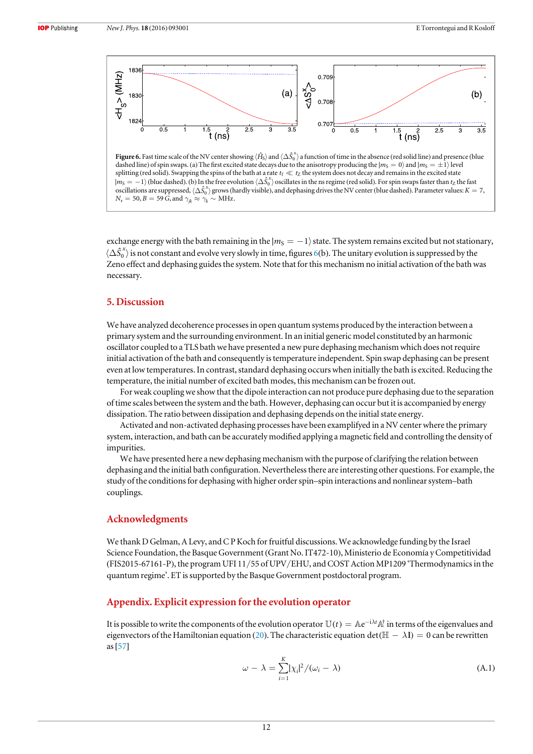**Figure 6.** Fast time scale of the NV center showing $\langle \hat{H}_S \rangle$ and $\langle \Delta \hat{S}_0^x \rangle$ a function of time in the absence (red solid line) and presence (blue dashed line) of spin swaps. (a) The first excited state decays due to the anisotropy producing the $|m_S = 0\rangle$ and $|m_S = \pm 1\rangle$ level splitting (red solid). Swapping the spins of the bath at a rate $t_f \ll t_Z$ the system does not decay and remains in the excited state $|m_S = -1\rangle$ (blue dashed). (b) In the free evolution $\langle \Delta \hat{S}_0^x \rangle$ oscillates in the ns regime (red solid). For spin swaps faster than $t_Z$ the fast oscillations are suppressed, $\langle \Delta \hat{S}_0^x \rangle$ grows (hardly visible), and dephasing drives the NV center (blue dashed). Parameter values: $K = 7$, $N_\tau = 50$, $B = 59$ G, and $\gamma_{jk} \approx \gamma_k \sim$ MHz.

exchange energy with the bath remaining in the $|m_S = -1\rangle$ state. The system remains excited but not stationary, $\langle \Delta \hat{S}_0^x \rangle$ is not constant and evolve very slowly in time, figures 6(b). The unitary evolution is suppressed by the Zeno effect and dephasing guides the system. Note that for this mechanism no initial activation of the bath was necessary.

## 5. Discussion

We have analyzed decoherence processes in open quantum systems produced by the interaction between a primary system and the surrounding environment. In an initial generic model constituted by an harmonic oscillator coupled to a TLS bath we have presented a new pure dephasing mechanism which does not require initial activation of the bath and consequently is temperature independent. Spin swap dephasing can be present even at low temperatures. In contrast, standard dephasing occurs when initially the bath is excited. Reducing the temperature, the initial number of excited bath modes, this mechanism can be frozen out.

For weak coupling we show that the dipole interaction can not produce pure dephasing due to the separation of time scales between the system and the bath. However, dephasing can occur but it is accompanied by energy dissipation. The ratio between dissipation and dephasing depends on the initial state energy.

Activated and non-activated dephasing processes have been examplifyed in a NV center where the primary system, interaction, and bath can be accurately modified applying a magnetic field and controlling the density of impurities.

We have presented here a new dephasing mechanism with the purpose of clarifying the relation between dephasing and the initial bath configuration. Nevertheless there are interesting other questions. For example, the study of the conditions for dephasing with higher order spin–spin interactions and nonlinear system–bath couplings.

## Acknowledgments

We thank D Gelman, A Levy, and C P Koch for fruitful discussions. We acknowledge funding by the Israel Science Foundation, the Basque Government (Grant No. IT472-10), Ministerio de Economía y Competitividad (FIS2015-67161-P), the program UFI 11/55 of UPV/EHU, and COST Action MP1209 'Thermodynamics in the quantum regime'. ET is supported by the Basque Government postdoctoral program.

## Appendix. Explicit expression for the evolution operator

It is possible to write the components of the evolution operator $\mathbb{U}(t) = \mathbb{A}e^{-i\lambda t}\mathbb{A}^\dagger$ in terms of the eigenvalues and eigenvectors of the Hamiltonian equation (20). The characteristic equation $\det(\mathbb{H} - \lambda\mathbb{I}) = 0$ can be rewritten as [57]

$$\omega - \lambda = \sum_{i=1}^{K} |\chi_i|^2/(\omega_i - \lambda) \tag{A.1}$$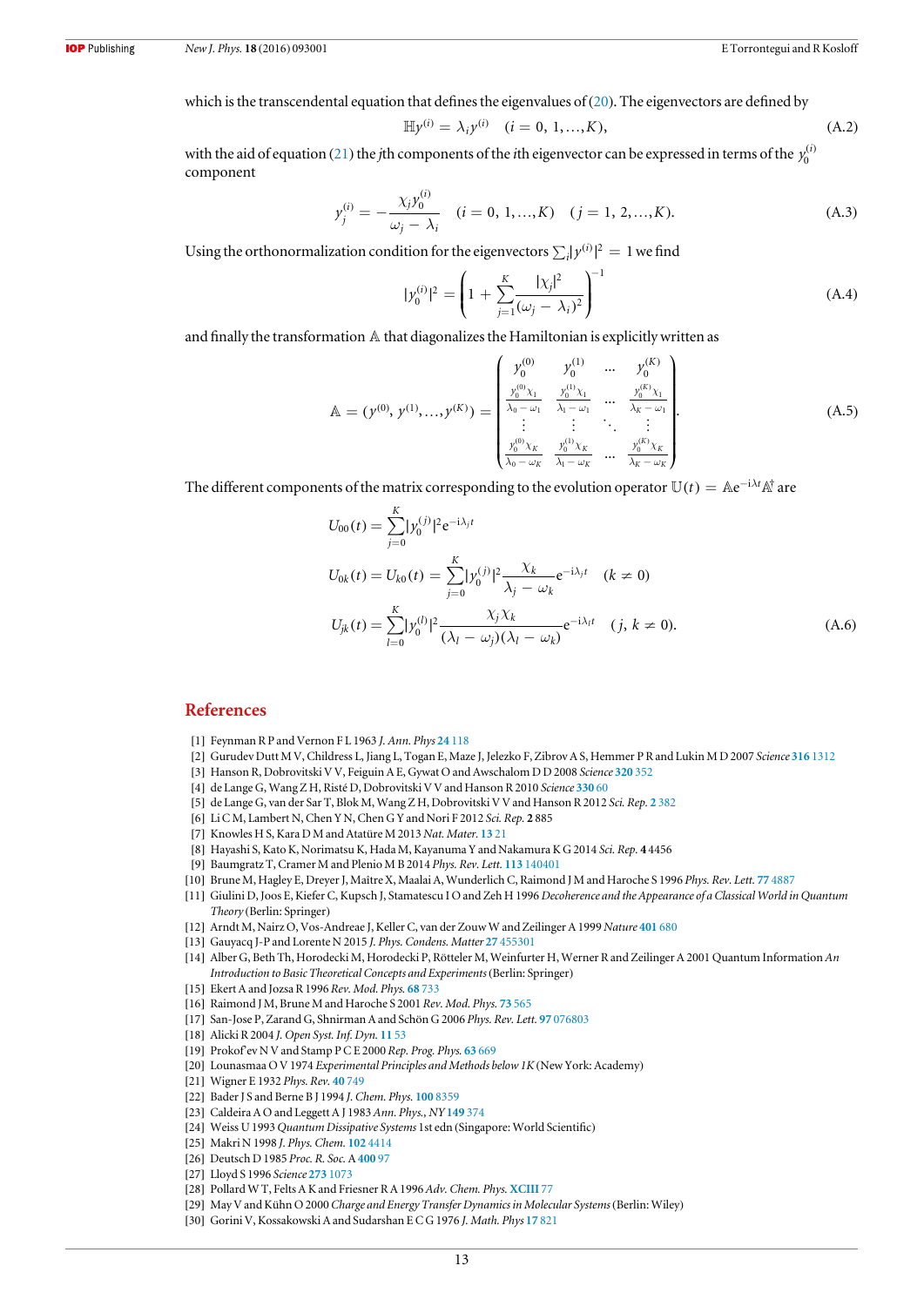which is the transcendental equation that defines the eigenvalues of (20). The eigenvectors are defined by

$$\mathbb{H}y^{(i)} = \lambda_i y^{(i)} \quad (i = 0, 1, \ldots, K), \tag{A.2}$$

with the aid of equation (21) the $j$th components of the $i$th eigenvector can be expressed in terms of the $y_0^{(i)}$ component

$$y_j^{(i)} = -\frac{\chi_j y_0^{(i)}}{\omega_j - \lambda_i} \quad (i = 0, 1, \ldots, K) \quad (j = 1, 2, \ldots, K). \tag{A.3}$$

Using the orthonormalization condition for the eigenvectors $\sum_i |y^{(i)}|^2 = 1$ we find

$$|y_0^{(i)}|^2 = \left(1 + \sum_{j=1}^{K} \frac{|\chi_j|^2}{(\omega_j - \lambda_i)^2}\right)^{-1} \tag{A.4}$$

and finally the transformation $\mathbb{A}$ that diagonalizes the Hamiltonian is explicitly written as

$$\mathbb{A} = (y^{(0)}, y^{(1)}, \ldots, y^{(K)}) = \begin{pmatrix} y_0^{(0)} & y_0^{(1)} & \cdots & y_0^{(K)} \\ \frac{y_0^{(0)}\chi_1}{\lambda_0 - \omega_1} & \frac{y_0^{(1)}\chi_1}{\lambda_1 - \omega_1} & \cdots & \frac{y_0^{(K)}\chi_1}{\lambda_K - \omega_1} \\ \vdots & \vdots & \ddots & \vdots \\ \frac{y_0^{(0)}\chi_K}{\lambda_0 - \omega_K} & \frac{y_0^{(1)}\chi_K}{\lambda_1 - \omega_K} & \cdots & \frac{y_0^{(K)}\chi_K}{\lambda_K - \omega_K} \end{pmatrix}. \tag{A.5}$$

The different components of the matrix corresponding to the evolution operator $\mathbb{U}(t) = \mathbb{A}\mathrm{e}^{-\mathrm{i}\lambda t}\mathbb{A}^\dagger$ are

$$\begin{aligned} U_{00}(t) &= \sum_{j=0}^{K} |y_0^{(j)}|^2 \mathrm{e}^{-\mathrm{i}\lambda_j t} \\ U_{0k}(t) = U_{k0}(t) &= \sum_{j=0}^{K} |y_0^{(j)}|^2 \frac{\chi_k}{\lambda_j - \omega_k} \mathrm{e}^{-\mathrm{i}\lambda_j t} \quad (k \neq 0) \\ U_{jk}(t) &= \sum_{l=0}^{K} |y_0^{(l)}|^2 \frac{\chi_j \chi_k}{(\lambda_l - \omega_j)(\lambda_l - \omega_k)} \mathrm{e}^{-\mathrm{i}\lambda_l t} \quad (j, k \neq 0). \end{aligned} \tag{A.6}$$

## References

[1] Feynman R P and Vernon F L 1963 *J. Ann. Phys* **24** 118

[2] Gurudev Dutt M V, Childress L, Jiang L, Togan E, Maze J, Jelezko F, Zibrov A S, Hemmer P R and Lukin M D 2007 *Science* **316** 1312

[3] Hanson R, Dobrovitski V V, Feiguin A E, Gywat O and Awschalom D D 2008 *Science* **320** 352

[4] de Lange G, Wang Z H, Risté D, Dobrovitski V V and Hanson R 2010 *Science* **330** 60

[5] de Lange G, van der Sar T, Blok M, Wang Z H, Dobrovitski V V and Hanson R 2012 *Sci. Rep.* **2** 382

[6] Li C M, Lambert N, Chen Y N, Chen G Y and Nori F 2012 *Sci. Rep.* **2** 885

[7] Knowles H S, Kara D M and Atatüre M 2013 *Nat. Mater.* **13** 21

[8] Hayashi S, Kato K, Norimatsu K, Hada M, Kayanuma Y and Nakamura K G 2014 *Sci. Rep.* **4** 4456

[9] Baumgratz T, Cramer M and Plenio M B 2014 *Phys. Rev. Lett.* **113** 140401

[10] Brune M, Hagley E, Dreyer J, Maître X, Maalai A, Wunderlich C, Raimond J M and Haroche S 1996 *Phys. Rev. Lett.* **77** 4887

[11] Giulini D, Joos E, Kiefer C, Kupsch J, Stamatescu I O and Zeh H 1996 *Decoherence and the Appearance of a Classical World in Quantum Theory* (Berlin: Springer)

[12] Arndt M, Nairz O, Vos-Andreae J, Keller C, van der Zouw W and Zeilinger A 1999 *Nature* **401** 680

[13] Gauyacq J-P and Lorente N 2015 *J. Phys. Condens. Matter* **27** 455301

[14] Alber G, Beth Th, Horodecki M, Horodecki P, Rötteler M, Weinfurter H, Werner R and Zeilinger A 2001 Quantum Information *An Introduction to Basic Theoretical Concepts and Experiments* (Berlin: Springer)

[15] Ekert A and Jozsa R 1996 *Rev. Mod. Phys.* **68** 733

[16] Raimond J M, Brune M and Haroche S 2001 *Rev. Mod. Phys.* **73** 565

[17] San-Jose P, Zarand G, Shnirman A and Schön G 2006 *Phys. Rev. Lett.* **97** 076803

[18] Alicki R 2004 *J. Open Syst. Inf. Dyn.* **11** 53

[19] Prokof'ev N V and Stamp P C E 2000 *Rep. Prog. Phys.* **63** 669

[20] Lounasmaa O V 1974 *Experimental Principles and Methods below 1K* (New York: Academy)

[21] Wigner E 1932 *Phys. Rev.* **40** 749

[22] Bader J S and Berne B J 1994 *J. Chem. Phys.* **100** 8359

[23] Caldeira A O and Leggett A J 1983 *Ann. Phys., NY* **149** 374

[24] Weiss U 1993 *Quantum Dissipative Systems* 1st edn (Singapore: World Scientific)

[25] Makri N 1998 *J. Phys. Chem.* **102** 4414

[26] Deutsch D 1985 *Proc. R. Soc.* A **400** 97

[27] Lloyd S 1996 *Science* **273** 1073

[28] Pollard W T, Felts A K and Friesner R A 1996 *Adv. Chem. Phys.* **XCIII** 77

[29] May V and Kühn O 2000 *Charge and Energy Transfer Dynamics in Molecular Systems* (Berlin: Wiley)

[30] Gorini V, Kossakowski A and Sudarshan E C G 1976 *J. Math. Phys* **17** 821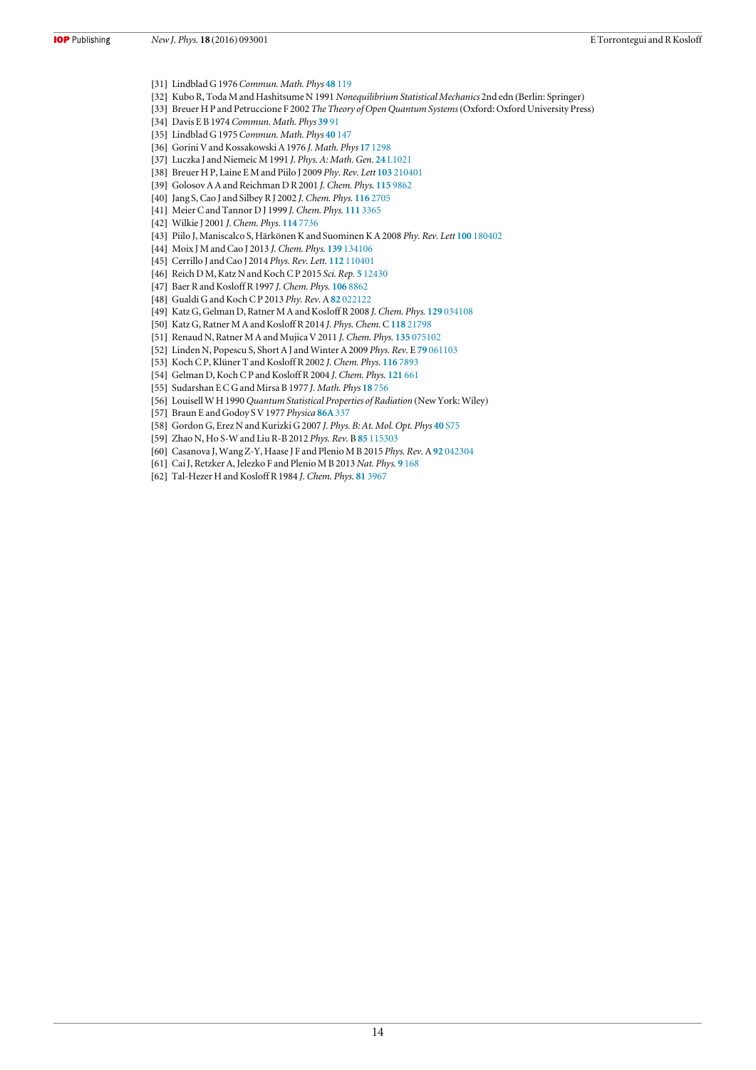[31] Lindblad G 1976 *Commun. Math. Phys* **48** 119

[32] Kubo R, Toda M and Hashitsume N 1991 *Nonequilibrium Statistical Mechanics* 2nd edn (Berlin: Springer)

[33] Breuer H P and Petruccione F 2002 *The Theory of Open Quantum Systems* (Oxford: Oxford University Press)

[34] Davis E B 1974 *Commun. Math. Phys* **39** 91

[35] Lindblad G 1975 *Commun. Math. Phys* **40** 147

[36] Gorini V and Kossakowski A 1976 *J. Math. Phys* **17** 1298

[37] Luczka J and Niemeic M 1991 *J. Phys. A: Math. Gen.* **24** L1021

[38] Breuer H P, Laine E M and Piilo J 2009 *Phy. Rev. Lett* **103** 210401

[39] Golosov A A and Reichman D R 2001 *J. Chem. Phys.* **115** 9862

[40] Jang S, Cao J and Silbey R J 2002 *J. Chem. Phys.* **116** 2705

[41] Meier C and Tannor D J 1999 *J. Chem. Phys.* **111** 3365

[42] Wilkie J 2001 *J. Chem. Phys.* **114** 7736

[43] Piilo J, Maniscalco S, Härkönen K and Suominen K A 2008 *Phy. Rev. Lett* **100** 180402

[44] Moix J M and Cao J 2013 *J. Chem. Phys.* **139** 134106

[45] Cerrillo J and Cao J 2014 *Phys. Rev. Lett.* **112** 110401

[46] Reich D M, Katz N and Koch C P 2015 *Sci. Rep.* **5** 12430

[47] Baer R and Kosloff R 1997 *J. Chem. Phys.* **106** 8862

[48] Gualdi G and Koch C P 2013 *Phy. Rev.* A **82** 022122

[49] Katz G, Gelman D, Ratner M A and Kosloff R 2008 *J. Chem. Phys.* **129** 034108

[50] Katz G, Ratner M A and Kosloff R 2014 *J. Phys. Chem.* C **118** 21798

[51] Renaud N, Ratner M A and Mujica V 2011 *J. Chem. Phys.* **135** 075102

[52] Linden N, Popescu S, Short A J and Winter A 2009 *Phys. Rev.* E **79** 061103

[53] Koch C P, Klüner T and Kosloff R 2002 *J. Chem. Phys.* **116** 7893

[54] Gelman D, Koch C P and Kosloff R 2004 *J. Chem. Phys.* **121** 661

[55] Sudarshan E C G and Mirsa B 1977 *J. Math. Phys* **18** 756

[56] Louisell W H 1990 *Quantum Statistical Properties of Radiation* (New York: Wiley)

[57] Braun E and Godoy S V 1977 *Physica* **86A** 337

[58] Gordon G, Erez N and Kurizki G 2007 *J. Phys. B: At. Mol. Opt. Phys* **40** S75

[59] Zhao N, Ho S-W and Liu R-B 2012 *Phys. Rev.* B **85** 115303

[60] Casanova J, Wang Z-Y, Haase J F and Plenio M B 2015 *Phys. Rev.* A **92** 042304

[61] Cai J, Retzker A, Jelezko F and Plenio M B 2013 *Nat. Phys.* **9** 168

[62] Tal-Hezer H and Kosloff R 1984 *J. Chem. Phys.* **81** 3967